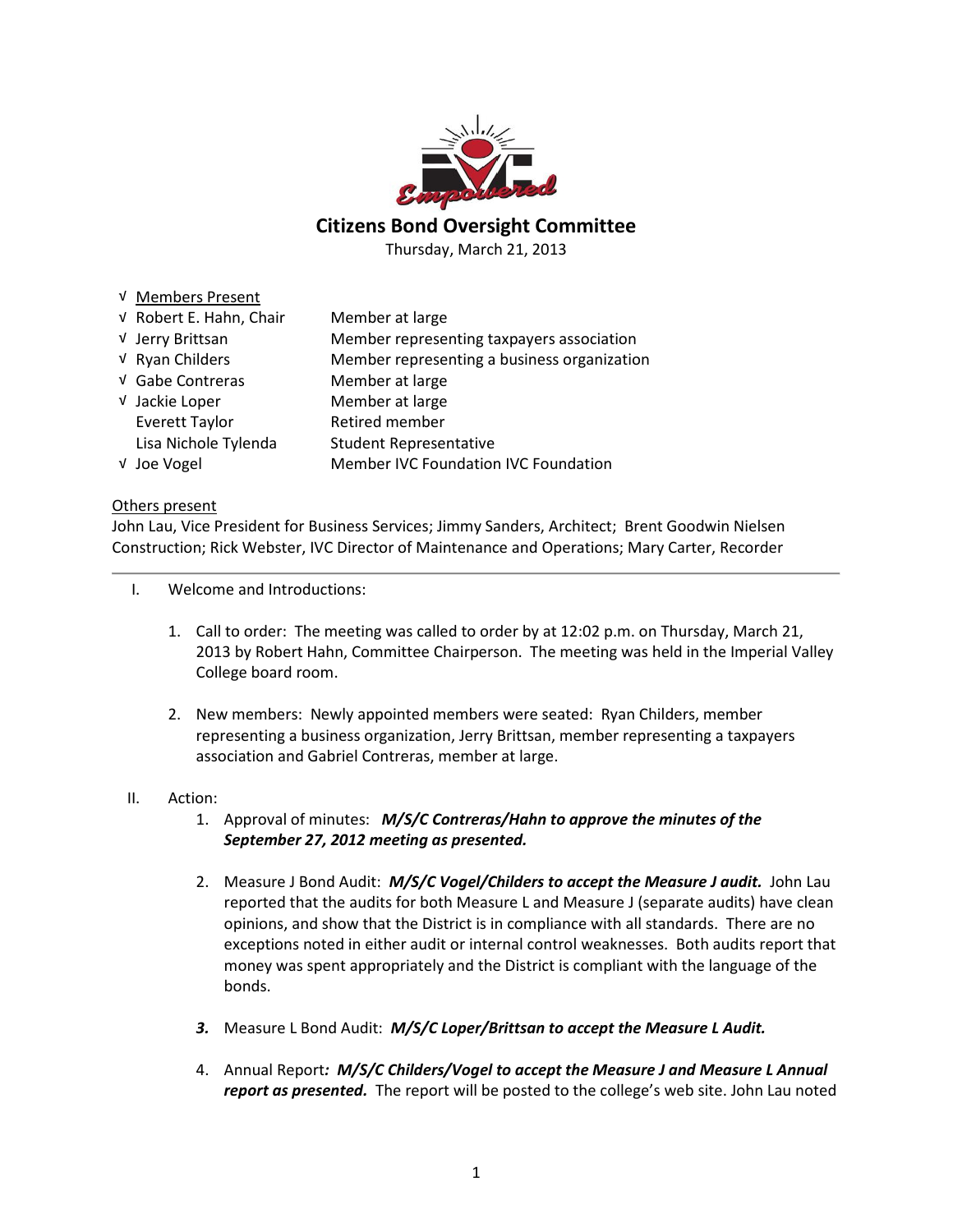# Citizens Bond Oversight Committee

Thursday, March 21, 2013

| √ | Members Present | |
|---|---|---|
| √ | Robert E. Hahn, Chair | Member at large |
| √ | Jerry Brittsan | Member representing taxpayers association |
| √ | Ryan Childers | Member representing a business organization |
| √ | Gabe Contreras | Member at large |
| √ | Jackie Loper | Member at large |
| | Everett Taylor | Retired member |
| | Lisa Nichole Tylenda | Student Representative |
| √ | Joe Vogel | Member IVC Foundation IVC Foundation |

Others present

John Lau, Vice President for Business Services; Jimmy Sanders, Architect; Brent Goodwin Nielsen Construction; Rick Webster, IVC Director of Maintenance and Operations; Mary Carter, Recorder

---

I. Welcome and Introductions:

1. Call to order: The meeting was called to order by at 12:02 p.m. on Thursday, March 21, 2013 by Robert Hahn, Committee Chairperson. The meeting was held in the Imperial Valley College board room.

2. New members: Newly appointed members were seated: Ryan Childers, member representing a business organization, Jerry Brittsan, member representing a taxpayers association and Gabriel Contreras, member at large.

II. Action:

1. Approval of minutes: ***M/S/C Contreras/Hahn to approve the minutes of the September 27, 2012 meeting as presented.***

2. Measure J Bond Audit: ***M/S/C Vogel/Childers to accept the Measure J audit.*** John Lau reported that the audits for both Measure L and Measure J (separate audits) have clean opinions, and show that the District is in compliance with all standards. There are no exceptions noted in either audit or internal control weaknesses. Both audits report that money was spent appropriately and the District is compliant with the language of the bonds.

3. Measure L Bond Audit: ***M/S/C Loper/Brittsan to accept the Measure L Audit.***

4. Annual Report***: M/S/C Childers/Vogel to accept the Measure J and Measure L Annual report as presented.*** The report will be posted to the college's web site. John Lau noted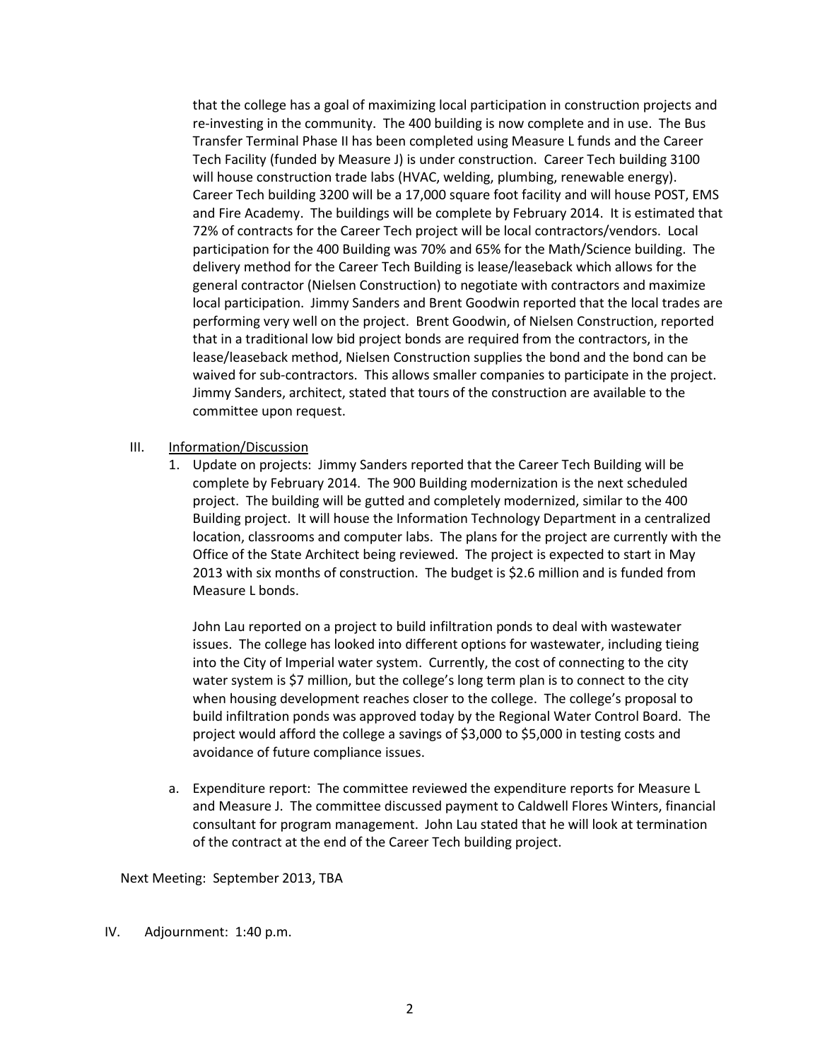that the college has a goal of maximizing local participation in construction projects and re-investing in the community. The 400 building is now complete and in use. The Bus Transfer Terminal Phase II has been completed using Measure L funds and the Career Tech Facility (funded by Measure J) is under construction. Career Tech building 3100 will house construction trade labs (HVAC, welding, plumbing, renewable energy). Career Tech building 3200 will be a 17,000 square foot facility and will house POST, EMS and Fire Academy. The buildings will be complete by February 2014. It is estimated that 72% of contracts for the Career Tech project will be local contractors/vendors. Local participation for the 400 Building was 70% and 65% for the Math/Science building. The delivery method for the Career Tech Building is lease/leaseback which allows for the general contractor (Nielsen Construction) to negotiate with contractors and maximize local participation. Jimmy Sanders and Brent Goodwin reported that the local trades are performing very well on the project. Brent Goodwin, of Nielsen Construction, reported that in a traditional low bid project bonds are required from the contractors, in the lease/leaseback method, Nielsen Construction supplies the bond and the bond can be waived for sub-contractors. This allows smaller companies to participate in the project. Jimmy Sanders, architect, stated that tours of the construction are available to the committee upon request.

III. <u>Information/Discussion</u>

1. Update on projects: Jimmy Sanders reported that the Career Tech Building will be complete by February 2014. The 900 Building modernization is the next scheduled project. The building will be gutted and completely modernized, similar to the 400 Building project. It will house the Information Technology Department in a centralized location, classrooms and computer labs. The plans for the project are currently with the Office of the State Architect being reviewed. The project is expected to start in May 2013 with six months of construction. The budget is $2.6 million and is funded from Measure L bonds.

   John Lau reported on a project to build infiltration ponds to deal with wastewater issues. The college has looked into different options for wastewater, including tieing into the City of Imperial water system. Currently, the cost of connecting to the city water system is $7 million, but the college's long term plan is to connect to the city when housing development reaches closer to the college. The college's proposal to build infiltration ponds was approved today by the Regional Water Control Board. The project would afford the college a savings of $3,000 to $5,000 in testing costs and avoidance of future compliance issues.

   a. Expenditure report: The committee reviewed the expenditure reports for Measure L and Measure J. The committee discussed payment to Caldwell Flores Winters, financial consultant for program management. John Lau stated that he will look at termination of the contract at the end of the Career Tech building project.

Next Meeting: September 2013, TBA

IV. Adjournment: 1:40 p.m.